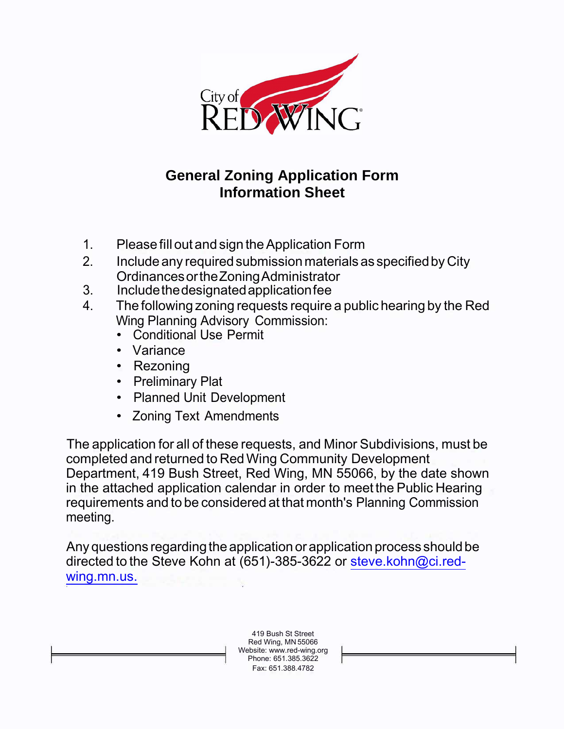City of RED WING

# General Zoning Application Form
# Information Sheet

1. Please fill out and sign the Application Form
2. Include any required submission materials as specified by City Ordinances or the Zoning Administrator
3. Include the designated application fee
4. The following zoning requests require a public hearing by the Red Wing Planning Advisory Commission:
   - Conditional Use Permit
   - Variance
   - Rezoning
   - Preliminary Plat
   - Planned Unit Development
   - Zoning Text Amendments

The application for all of these requests, and Minor Subdivisions, must be completed and returned to Red Wing Community Development Department, 419 Bush Street, Red Wing, MN 55066, by the date shown in the attached application calendar in order to meet the Public Hearing requirements and to be considered at that month's Planning Commission meeting.

Any questions regarding the application or application process should be directed to the Steve Kohn at (651)-385-3622 or steve.kohn@ci.red-wing.mn.us.

419 Bush St Street
Red Wing, MN 55066
Website: www.red-wing.org
Phone: 651.385.3622
Fax: 651.388.4782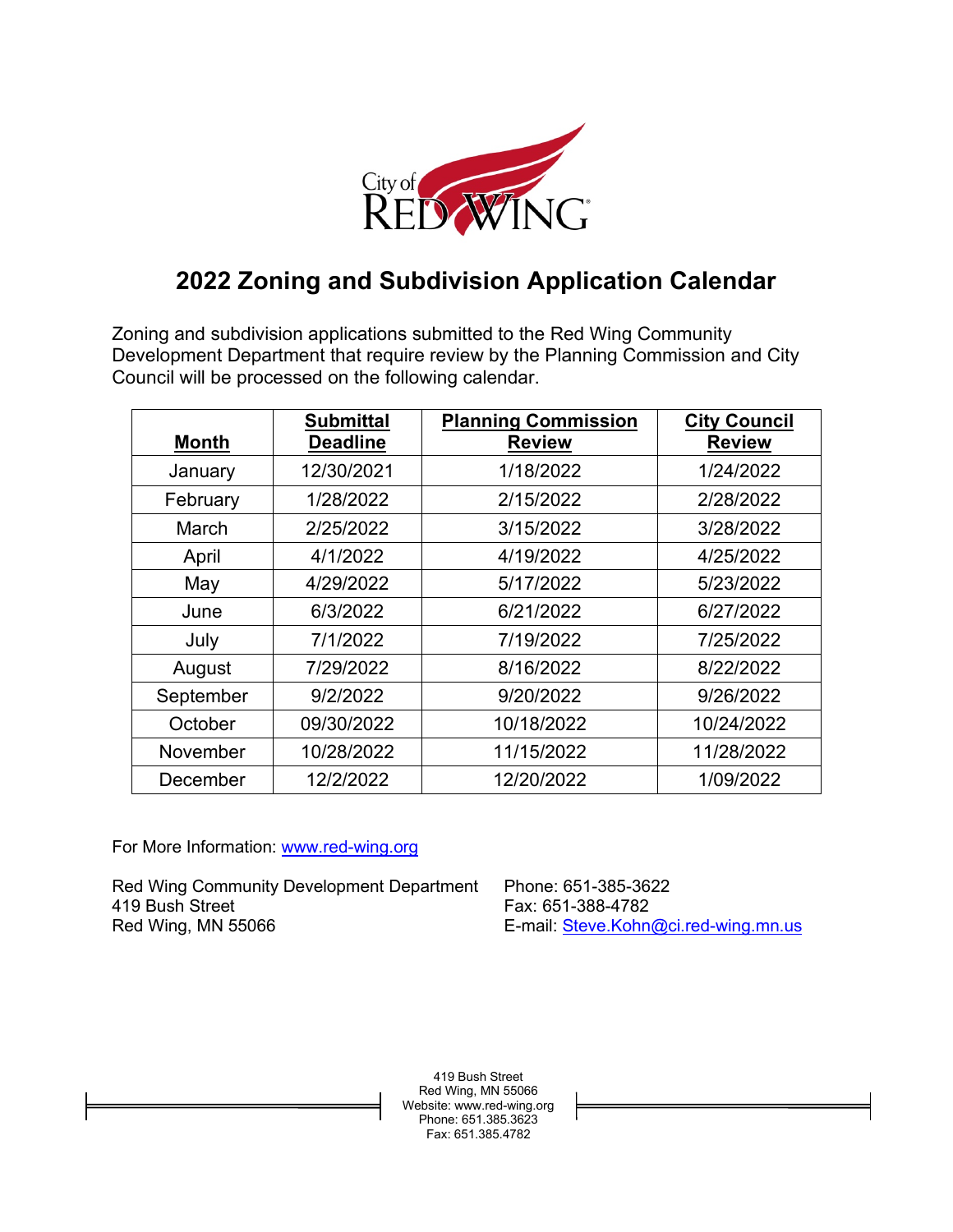# 2022 Zoning and Subdivision Application Calendar

Zoning and subdivision applications submitted to the Red Wing Community Development Department that require review by the Planning Commission and City Council will be processed on the following calendar.

| Month | Submittal Deadline | Planning Commission Review | City Council Review |
|---|---|---|---|
| January | 12/30/2021 | 1/18/2022 | 1/24/2022 |
| February | 1/28/2022 | 2/15/2022 | 2/28/2022 |
| March | 2/25/2022 | 3/15/2022 | 3/28/2022 |
| April | 4/1/2022 | 4/19/2022 | 4/25/2022 |
| May | 4/29/2022 | 5/17/2022 | 5/23/2022 |
| June | 6/3/2022 | 6/21/2022 | 6/27/2022 |
| July | 7/1/2022 | 7/19/2022 | 7/25/2022 |
| August | 7/29/2022 | 8/16/2022 | 8/22/2022 |
| September | 9/2/2022 | 9/20/2022 | 9/26/2022 |
| October | 09/30/2022 | 10/18/2022 | 10/24/2022 |
| November | 10/28/2022 | 11/15/2022 | 11/28/2022 |
| December | 12/2/2022 | 12/20/2022 | 1/09/2022 |

For More Information: www.red-wing.org

Red Wing Community Development Department
419 Bush Street
Red Wing, MN 55066

Phone: 651-385-3622
Fax: 651-388-4782
E-mail: Steve.Kohn@ci.red-wing.mn.us

419 Bush Street
Red Wing, MN 55066
Website: www.red-wing.org
Phone: 651.385.3623
Fax: 651.385.4782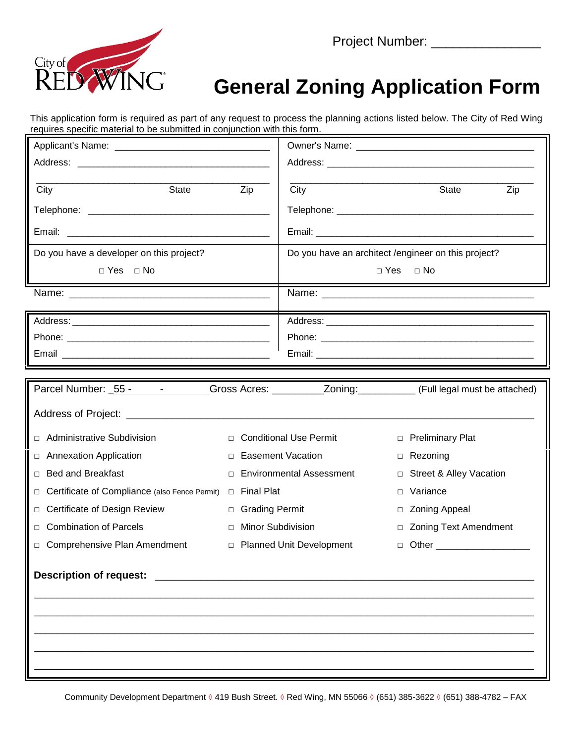Project Number: _______________

# General Zoning Application Form

This application form is required as part of any request to process the planning actions listed below. The City of Red Wing requires specific material to be submitted in conjunction with this form.

| | |
|---|---|
| Applicant's Name: ____________________________ | Owner's Name: ________________________________ |
| Address: ____________________________________ | Address: ____________________________________ |
| City State Zip | City State Zip |
| Telephone: __________________________________ | Telephone: __________________________________ |
| Email: ______________________________________ | Email: ______________________________________ |
| Do you have a developer on this project? □ Yes □ No | Do you have an architect /engineer on this project? □ Yes □ No |
| Name: ______________________________________ | Name: ______________________________________ |
| Address: ____________________________________ | Address: ____________________________________ |
| Phone: ______________________________________ | Phone: ______________________________________ |
| Email _______________________________________ | Email: ______________________________________ |

Parcel Number: _55 - _____ - ________ Gross Acres: _________ Zoning: __________ (Full legal must be attached)

Address of Project: ____________________________________________________________

| | | |
|---|---|---|
| □ Administrative Subdivision | □ Conditional Use Permit | □ Preliminary Plat |
| □ Annexation Application | □ Easement Vacation | □ Rezoning |
| □ Bed and Breakfast | □ Environmental Assessment | □ Street & Alley Vacation |
| □ Certificate of Compliance (also Fence Permit) | □ Final Plat | □ Variance |
| □ Certificate of Design Review | □ Grading Permit | □ Zoning Appeal |
| □ Combination of Parcels | □ Minor Subdivision | □ Zoning Text Amendment |
| □ Comprehensive Plan Amendment | □ Planned Unit Development | □ Other __________________ |

**Description of request:** ____________________________________________________________

________________________________________________________________________________

________________________________________________________________________________

________________________________________________________________________________

________________________________________________________________________________

________________________________________________________________________________

Community Development Department ◊ 419 Bush Street. ◊ Red Wing, MN 55066 ◊ (651) 385-3622 ◊ (651) 388-4782 – FAX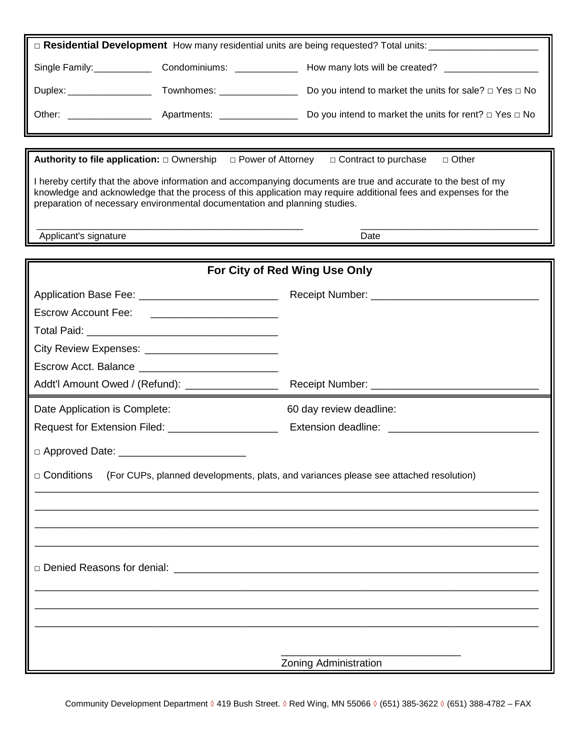□ **Residential Development** How many residential units are being requested? Total units: _______________

| | | |
|---|---|---|
| Single Family: ___________ | Condominiums: ___________ | How many lots will be created? _______________ |
| Duplex: _______________ | Townhomes: _______________ | Do you intend to market the units for sale? □ Yes □ No |
| Other: _______________ | Apartments: _______________ | Do you intend to market the units for rent? □ Yes □ No |

**Authority to file application:** □ Ownership □ Power of Attorney □ Contract to purchase □ Other

I hereby certify that the above information and accompanying documents are true and accurate to the best of my knowledge and acknowledge that the process of this application may require additional fees and expenses for the preparation of necessary environmental documentation and planning studies.

_______________________________________________ _______________________________

Applicant's signature Date

## For City of Red Wing Use Only

Application Base Fee: _______________________ Receipt Number: _______________________

Escrow Account Fee: _______________________

Total Paid: _______________________

City Review Expenses: _______________________

Escrow Acct. Balance _______________________

Addt'l Amount Owed / (Refund): _______________ Receipt Number: _______________________

Date Application is Complete: 60 day review deadline:

Request for Extension Filed: _________________ Extension deadline: _______________________

□ Approved Date: _______________________

□ Conditions (For CUPs, planned developments, plats, and variances please see attached resolution)

_______________________________________________________________________________

_______________________________________________________________________________

_______________________________________________________________________________

_______________________________________________________________________________

□ Denied Reasons for denial: _______________________________________________________

_______________________________________________________________________________

_______________________________________________________________________________

_______________________________________________________________________________

_______________________________

Zoning Administration

Community Development Department ◊ 419 Bush Street. ◊ Red Wing, MN 55066 ◊ (651) 385-3622 ◊ (651) 388-4782 – FAX